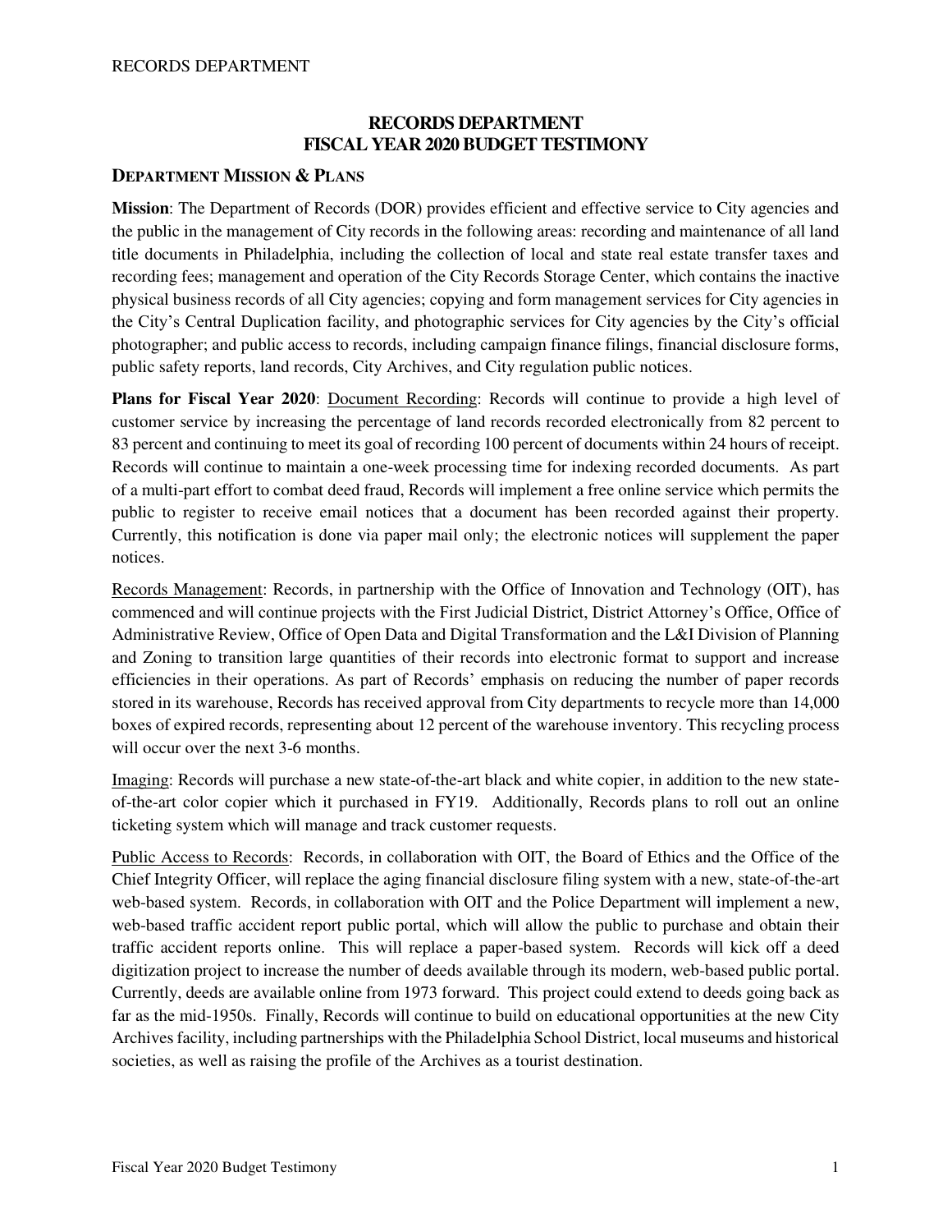# RECORDS DEPARTMENT
# FISCAL YEAR 2020 BUDGET TESTIMONY

## DEPARTMENT MISSION & PLANS

**Mission**: The Department of Records (DOR) provides efficient and effective service to City agencies and the public in the management of City records in the following areas: recording and maintenance of all land title documents in Philadelphia, including the collection of local and state real estate transfer taxes and recording fees; management and operation of the City Records Storage Center, which contains the inactive physical business records of all City agencies; copying and form management services for City agencies in the City's Central Duplication facility, and photographic services for City agencies by the City's official photographer; and public access to records, including campaign finance filings, financial disclosure forms, public safety reports, land records, City Archives, and City regulation public notices.

**Plans for Fiscal Year 2020**: Document Recording: Records will continue to provide a high level of customer service by increasing the percentage of land records recorded electronically from 82 percent to 83 percent and continuing to meet its goal of recording 100 percent of documents within 24 hours of receipt. Records will continue to maintain a one-week processing time for indexing recorded documents. As part of a multi-part effort to combat deed fraud, Records will implement a free online service which permits the public to register to receive email notices that a document has been recorded against their property. Currently, this notification is done via paper mail only; the electronic notices will supplement the paper notices.

Records Management: Records, in partnership with the Office of Innovation and Technology (OIT), has commenced and will continue projects with the First Judicial District, District Attorney's Office, Office of Administrative Review, Office of Open Data and Digital Transformation and the L&I Division of Planning and Zoning to transition large quantities of their records into electronic format to support and increase efficiencies in their operations. As part of Records' emphasis on reducing the number of paper records stored in its warehouse, Records has received approval from City departments to recycle more than 14,000 boxes of expired records, representing about 12 percent of the warehouse inventory. This recycling process will occur over the next 3-6 months.

Imaging: Records will purchase a new state-of-the-art black and white copier, in addition to the new state-of-the-art color copier which it purchased in FY19. Additionally, Records plans to roll out an online ticketing system which will manage and track customer requests.

Public Access to Records: Records, in collaboration with OIT, the Board of Ethics and the Office of the Chief Integrity Officer, will replace the aging financial disclosure filing system with a new, state-of-the-art web-based system. Records, in collaboration with OIT and the Police Department will implement a new, web-based traffic accident report public portal, which will allow the public to purchase and obtain their traffic accident reports online. This will replace a paper-based system. Records will kick off a deed digitization project to increase the number of deeds available through its modern, web-based public portal. Currently, deeds are available online from 1973 forward. This project could extend to deeds going back as far as the mid-1950s. Finally, Records will continue to build on educational opportunities at the new City Archives facility, including partnerships with the Philadelphia School District, local museums and historical societies, as well as raising the profile of the Archives as a tourist destination.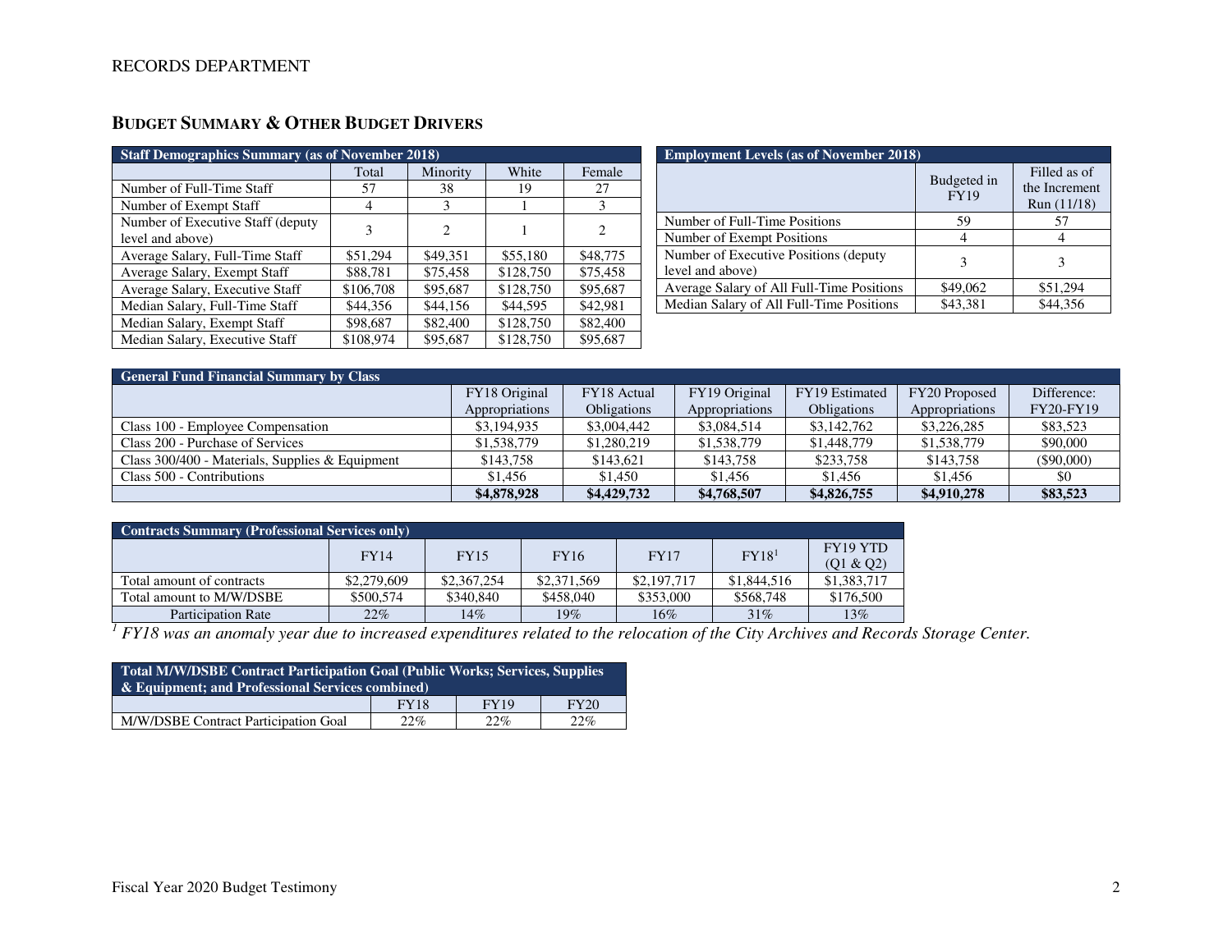RECORDS DEPARTMENT

## BUDGET SUMMARY & OTHER BUDGET DRIVERS

| Staff Demographics Summary (as of November 2018) | | | | |
|---|---|---|---|---|
| | Total | Minority | White | Female |
| Number of Full-Time Staff | 57 | 38 | 19 | 27 |
| Number of Exempt Staff | 4 | 3 | 1 | 3 |
| Number of Executive Staff (deputy level and above) | 3 | 2 | 1 | 2 |
| Average Salary, Full-Time Staff | $51,294 | $49,351 | $55,180 | $48,775 |
| Average Salary, Exempt Staff | $88,781 | $75,458 | $128,750 | $75,458 |
| Average Salary, Executive Staff | $106,708 | $95,687 | $128,750 | $95,687 |
| Median Salary, Full-Time Staff | $44,356 | $44,156 | $44,595 | $42,981 |
| Median Salary, Exempt Staff | $98,687 | $82,400 | $128,750 | $82,400 |
| Median Salary, Executive Staff | $108,974 | $95,687 | $128,750 | $95,687 |

| Employment Levels (as of November 2018) | | |
|---|---|---|
| | Budgeted in FY19 | Filled as of the Increment Run (11/18) |
| Number of Full-Time Positions | 59 | 57 |
| Number of Exempt Positions | 4 | 4 |
| Number of Executive Positions (deputy level and above) | 3 | 3 |
| Average Salary of All Full-Time Positions | $49,062 | $51,294 |
| Median Salary of All Full-Time Positions | $43,381 | $44,356 |

| General Fund Financial Summary by Class | | | | | | |
|---|---|---|---|---|---|---|
| | FY18 Original Appropriations | FY18 Actual Obligations | FY19 Original Appropriations | FY19 Estimated Obligations | FY20 Proposed Appropriations | Difference: FY20-FY19 |
| Class 100 - Employee Compensation | $3,194,935 | $3,004,442 | $3,084,514 | $3,142,762 | $3,226,285 | $83,523 |
| Class 200 - Purchase of Services | $1,538,779 | $1,280,219 | $1,538,779 | $1,448,779 | $1,538,779 | $90,000 |
| Class 300/400 - Materials, Supplies & Equipment | $143,758 | $143,621 | $143,758 | $233,758 | $143,758 | ($90,000) |
| Class 500 - Contributions | $1,456 | $1,450 | $1,456 | $1,456 | $1,456 | $0 |
| | **$4,878,928** | **$4,429,732** | **$4,768,507** | **$4,826,755** | **$4,910,278** | **$83,523** |

| Contracts Summary (Professional Services only) | | | | | | |
|---|---|---|---|---|---|---|
| | FY14 | FY15 | FY16 | FY17 | FY18[1] | FY19 YTD (Q1 & Q2) |
| Total amount of contracts | $2,279,609 | $2,367,254 | $2,371,569 | $2,197,717 | $1,844,516 | $1,383,717 |
| Total amount to M/W/DSBE | $500,574 | $340,840 | $458,040 | $353,000 | $568,748 | $176,500 |
| Participation Rate | 22% | 14% | 19% | 16% | 31% | 13% |

*[1] FY18 was an anomaly year due to increased expenditures related to the relocation of the City Archives and Records Storage Center.*

| Total M/W/DSBE Contract Participation Goal (Public Works; Services, Supplies & Equipment; and Professional Services combined) | | | |
|---|---|---|---|
| | FY18 | FY19 | FY20 |
| M/W/DSBE Contract Participation Goal | 22% | 22% | 22% |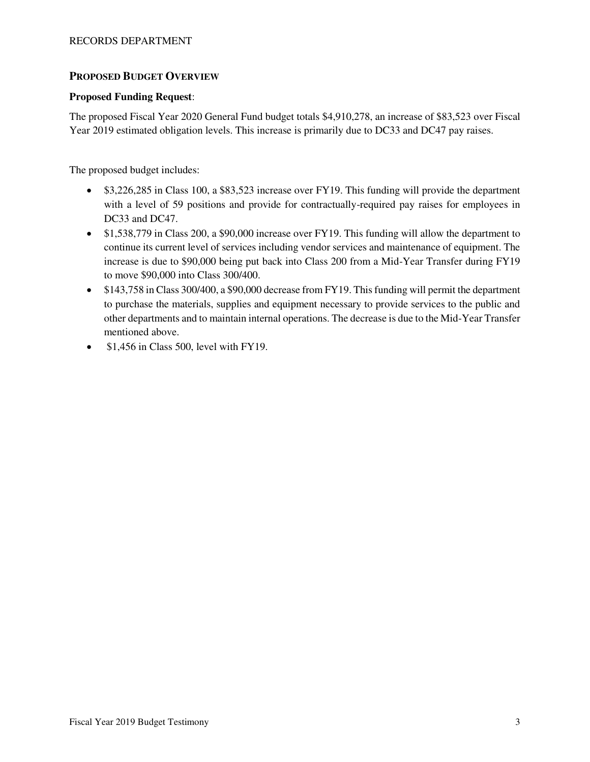## PROPOSED BUDGET OVERVIEW

**Proposed Funding Request**:

The proposed Fiscal Year 2020 General Fund budget totals $4,910,278, an increase of $83,523 over Fiscal Year 2019 estimated obligation levels. This increase is primarily due to DC33 and DC47 pay raises.

The proposed budget includes:

- $3,226,285 in Class 100, a $83,523 increase over FY19. This funding will provide the department with a level of 59 positions and provide for contractually-required pay raises for employees in DC33 and DC47.
- $1,538,779 in Class 200, a $90,000 increase over FY19. This funding will allow the department to continue its current level of services including vendor services and maintenance of equipment. The increase is due to $90,000 being put back into Class 200 from a Mid-Year Transfer during FY19 to move $90,000 into Class 300/400.
- $143,758 in Class 300/400, a $90,000 decrease from FY19. This funding will permit the department to purchase the materials, supplies and equipment necessary to provide services to the public and other departments and to maintain internal operations. The decrease is due to the Mid-Year Transfer mentioned above.
- $1,456 in Class 500, level with FY19.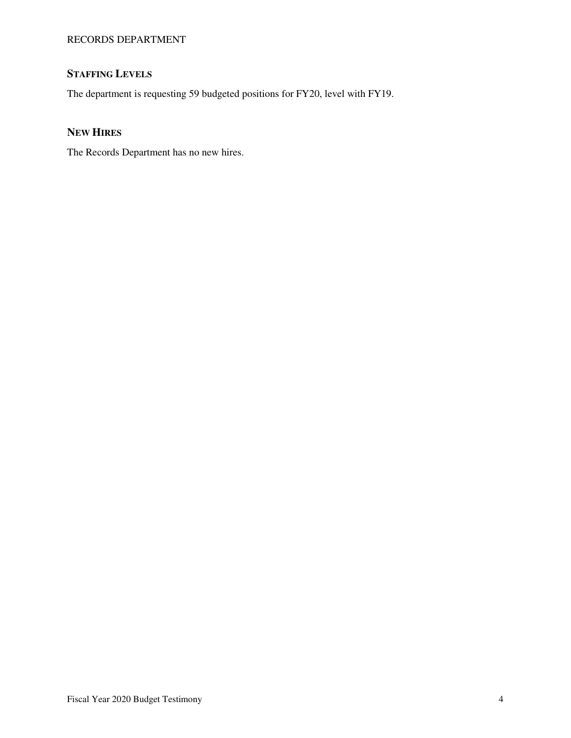## Staffing Levels

The department is requesting 59 budgeted positions for FY20, level with FY19.

## New Hires

The Records Department has no new hires.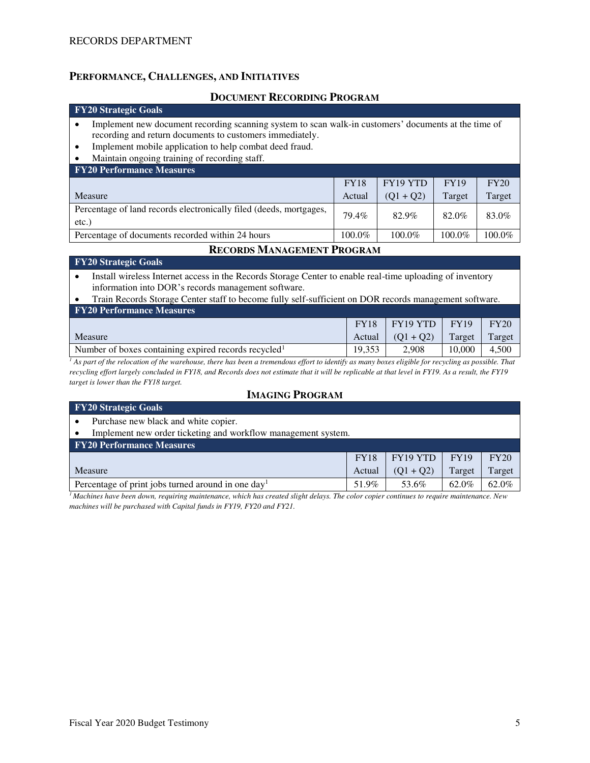## PERFORMANCE, CHALLENGES, AND INITIATIVES

### DOCUMENT RECORDING PROGRAM

**FY20 Strategic Goals**

- Implement new document recording scanning system to scan walk-in customers' documents at the time of recording and return documents to customers immediately.
- Implement mobile application to help combat deed fraud.
- Maintain ongoing training of recording staff.

**FY20 Performance Measures**

| Measure | FY18 Actual | FY19 YTD (Q1 + Q2) | FY19 Target | FY20 Target |
|---|---|---|---|---|
| Percentage of land records electronically filed (deeds, mortgages, etc.) | 79.4% | 82.9% | 82.0% | 83.0% |
| Percentage of documents recorded within 24 hours | 100.0% | 100.0% | 100.0% | 100.0% |

### RECORDS MANAGEMENT PROGRAM

**FY20 Strategic Goals**

- Install wireless Internet access in the Records Storage Center to enable real-time uploading of inventory information into DOR's records management software.
- Train Records Storage Center staff to become fully self-sufficient on DOR records management software.

**FY20 Performance Measures**

| Measure | FY18 Actual | FY19 YTD (Q1 + Q2) | FY19 Target | FY20 Target |
|---|---|---|---|---|
| Number of boxes containing expired records recycled[1] | 19,353 | 2,908 | 10,000 | 4,500 |

*[1] As part of the relocation of the warehouse, there has been a tremendous effort to identify as many boxes eligible for recycling as possible. That recycling effort largely concluded in FY18, and Records does not estimate that it will be replicable at that level in FY19. As a result, the FY19 target is lower than the FY18 target.*

### IMAGING PROGRAM

**FY20 Strategic Goals**

- Purchase new black and white copier.
- Implement new order ticketing and workflow management system.

**FY20 Performance Measures**

| Measure | FY18 Actual | FY19 YTD (Q1 + Q2) | FY19 Target | FY20 Target |
|---|---|---|---|---|
| Percentage of print jobs turned around in one day[1] | 51.9% | 53.6% | 62.0% | 62.0% |

*[1] Machines have been down, requiring maintenance, which has created slight delays. The color copier continues to require maintenance. New machines will be purchased with Capital funds in FY19, FY20 and FY21.*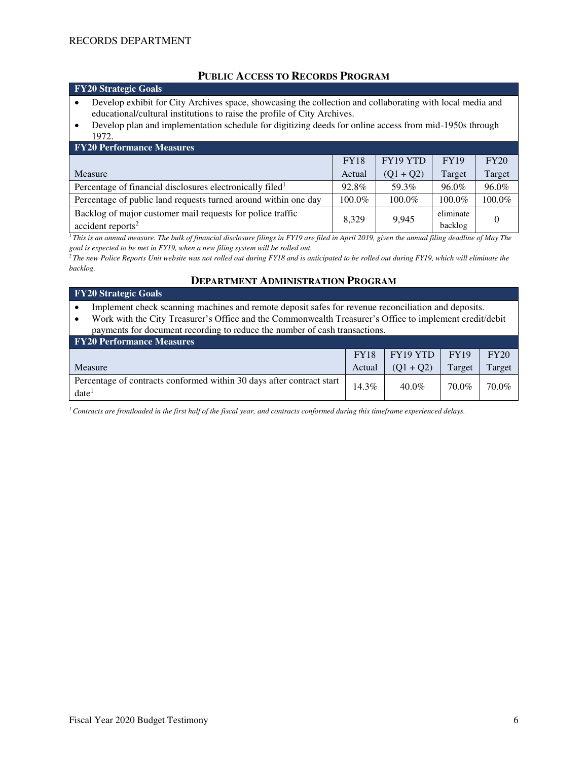## PUBLIC ACCESS TO RECORDS PROGRAM

**FY20 Strategic Goals**

- Develop exhibit for City Archives space, showcasing the collection and collaborating with local media and educational/cultural institutions to raise the profile of City Archives.
- Develop plan and implementation schedule for digitizing deeds for online access from mid-1950s through 1972.

**FY20 Performance Measures**

| Measure | FY18 Actual | FY19 YTD (Q1 + Q2) | FY19 Target | FY20 Target |
|---|---|---|---|---|
| Percentage of financial disclosures electronically filed[1] | 92.8% | 59.3% | 96.0% | 96.0% |
| Percentage of public land requests turned around within one day | 100.0% | 100.0% | 100.0% | 100.0% |
| Backlog of major customer mail requests for police traffic accident reports[2] | 8,329 | 9,945 | eliminate backlog | 0 |

*[1] This is an annual measure. The bulk of financial disclosure filings in FY19 are filed in April 2019, given the annual filing deadline of May The goal is expected to be met in FY19, when a new filing system will be rolled out.*

*[2] The new Police Reports Unit website was not rolled out during FY18 and is anticipated to be rolled out during FY19, which will eliminate the backlog.*

## DEPARTMENT ADMINISTRATION PROGRAM

**FY20 Strategic Goals**

- Implement check scanning machines and remote deposit safes for revenue reconciliation and deposits.
- Work with the City Treasurer's Office and the Commonwealth Treasurer's Office to implement credit/debit payments for document recording to reduce the number of cash transactions.

**FY20 Performance Measures**

| Measure | FY18 Actual | FY19 YTD (Q1 + Q2) | FY19 Target | FY20 Target |
|---|---|---|---|---|
| Percentage of contracts conformed within 30 days after contract start date[1] | 14.3% | 40.0% | 70.0% | 70.0% |

*[1] Contracts are frontloaded in the first half of the fiscal year, and contracts conformed during this timeframe experienced delays.*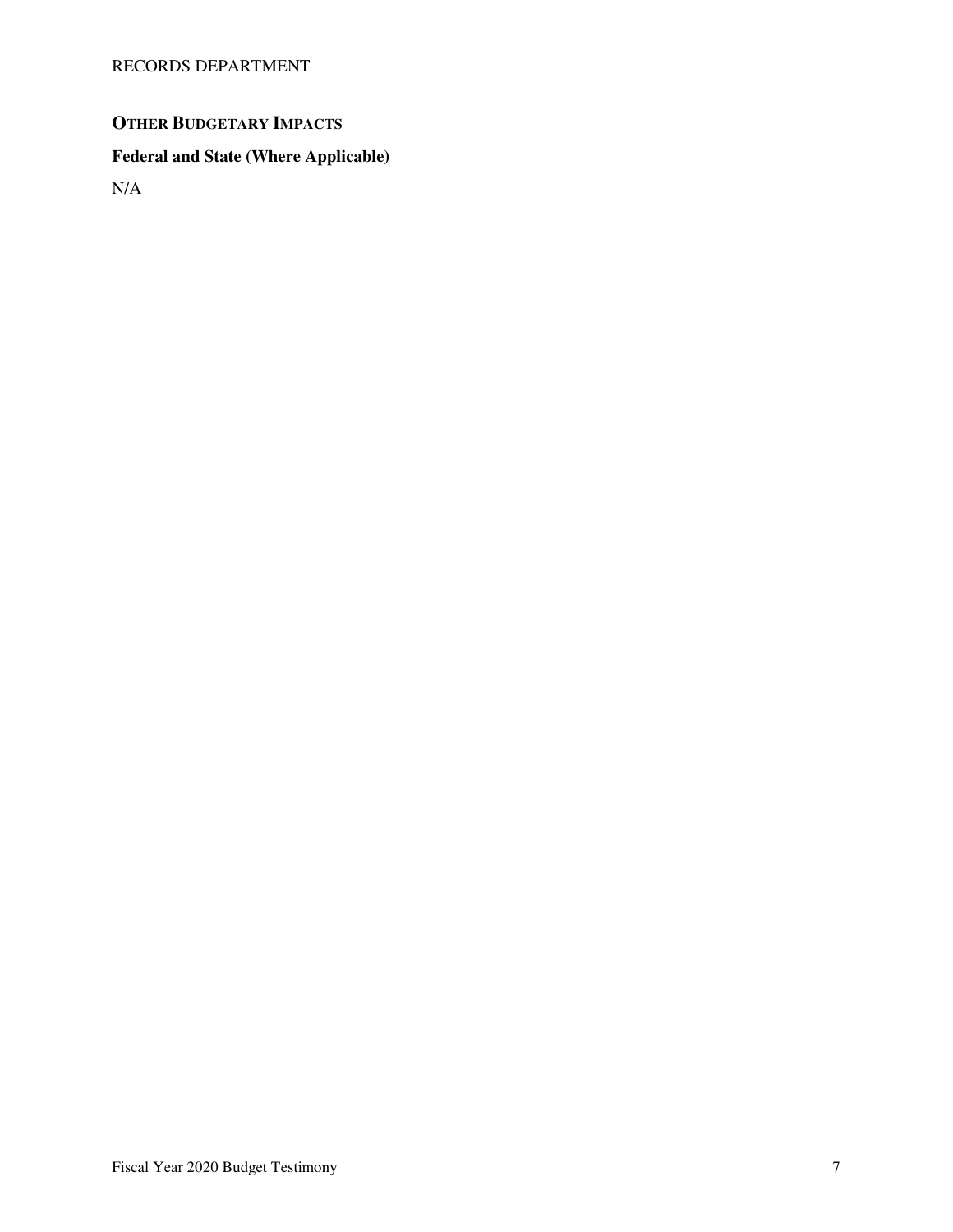## Other Budgetary Impacts

### Federal and State (Where Applicable)

N/A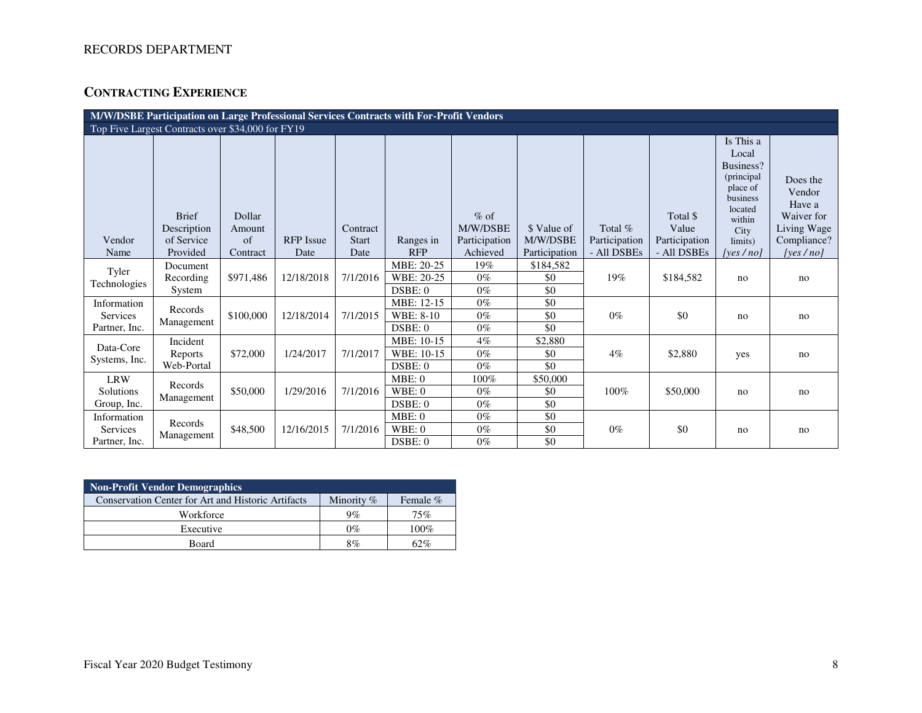RECORDS DEPARTMENT

## Contracting Experience

| M/W/DSBE Participation on Large Professional Services Contracts with For-Profit Vendors | | | | | | | | | | | |
|---|---|---|---|---|---|---|---|---|---|---|---|
| Top Five Largest Contracts over $34,000 for FY19 | | | | | | | | | | | |
| Vendor Name | Brief Description of Service Provided | Dollar Amount of Contract | RFP Issue Date | Contract Start Date | Ranges in RFP | % of M/W/DSBE Participation Achieved | $ Value of M/W/DSBE Participation | Total % Participation - All DSBEs | Total $ Value Participation - All DSBEs | Is This a Local Business? (principal place of business located within City limits) *[yes / no]* | Does the Vendor Have a Waiver for Living Wage Compliance? *[yes / no]* |
| Tyler Technologies | Document Recording System | $971,486 | 12/18/2018 | 7/1/2016 | MBE: 20-25 | 19% | $184,582 | 19% | $184,582 | no | no |
| | | | | | WBE: 20-25 | 0% | $0 | | | | |
| | | | | | DSBE: 0 | 0% | $0 | | | | |
| Information Services Partner, Inc. | Records Management | $100,000 | 12/18/2014 | 7/1/2015 | MBE: 12-15 | 0% | $0 | 0% | $0 | no | no |
| | | | | | WBE: 8-10 | 0% | $0 | | | | |
| | | | | | DSBE: 0 | 0% | $0 | | | | |
| Data-Core Systems, Inc. | Incident Reports Web-Portal | $72,000 | 1/24/2017 | 7/1/2017 | MBE: 10-15 | 4% | $2,880 | 4% | $2,880 | yes | no |
| | | | | | WBE: 10-15 | 0% | $0 | | | | |
| | | | | | DSBE: 0 | 0% | $0 | | | | |
| LRW Solutions Group, Inc. | Records Management | $50,000 | 1/29/2016 | 7/1/2016 | MBE: 0 | 100% | $50,000 | 100% | $50,000 | no | no |
| | | | | | WBE: 0 | 0% | $0 | | | | |
| | | | | | DSBE: 0 | 0% | $0 | | | | |
| Information Services Partner, Inc. | Records Management | $48,500 | 12/16/2015 | 7/1/2016 | MBE: 0 | 0% | $0 | 0% | $0 | no | no |
| | | | | | WBE: 0 | 0% | $0 | | | | |
| | | | | | DSBE: 0 | 0% | $0 | | | | |

| Non-Profit Vendor Demographics | | |
|---|---|---|
| Conservation Center for Art and Historic Artifacts | Minority % | Female % |
| Workforce | 9% | 75% |
| Executive | 0% | 100% |
| Board | 8% | 62% |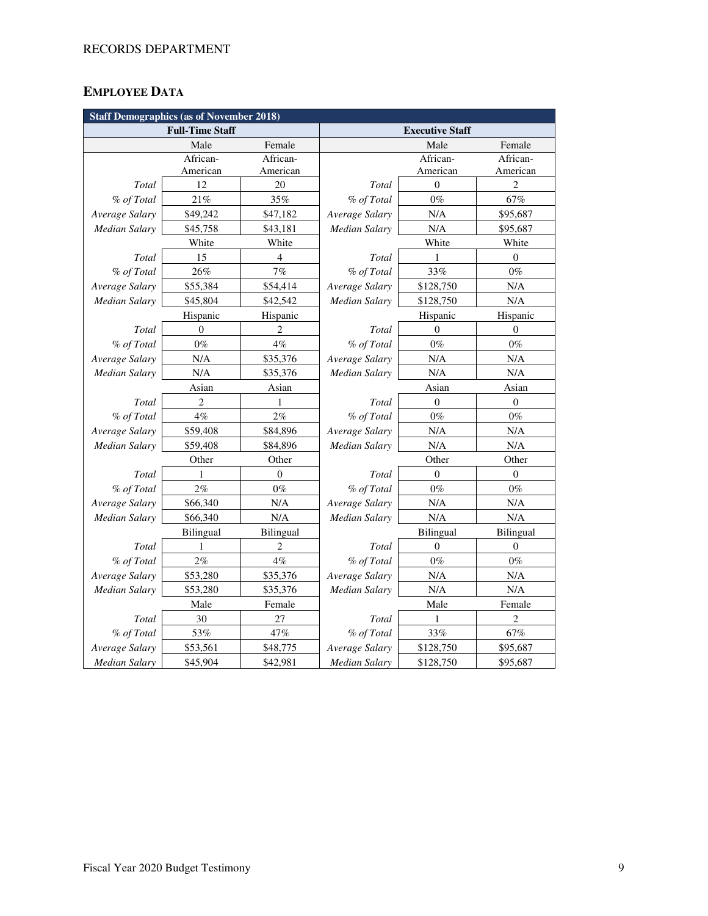RECORDS DEPARTMENT

## EMPLOYEE DATA

| Staff Demographics (as of November 2018) | | | | | |
|---|---|---|---|---|---|
| **Full-Time Staff** | | | **Executive Staff** | | |
| | Male | Female | | Male | Female |
| | African-American | African-American | | African-American | African-American |
| *Total* | 12 | 20 | *Total* | 0 | 2 |
| *% of Total* | 21% | 35% | *% of Total* | 0% | 67% |
| *Average Salary* | $49,242 | $47,182 | *Average Salary* | N/A | $95,687 |
| *Median Salary* | $45,758 | $43,181 | *Median Salary* | N/A | $95,687 |
| | White | White | | White | White |
| *Total* | 15 | 4 | *Total* | 1 | 0 |
| *% of Total* | 26% | 7% | *% of Total* | 33% | 0% |
| *Average Salary* | $55,384 | $54,414 | *Average Salary* | $128,750 | N/A |
| *Median Salary* | $45,804 | $42,542 | *Median Salary* | $128,750 | N/A |
| | Hispanic | Hispanic | | Hispanic | Hispanic |
| *Total* | 0 | 2 | *Total* | 0 | 0 |
| *% of Total* | 0% | 4% | *% of Total* | 0% | 0% |
| *Average Salary* | N/A | $35,376 | *Average Salary* | N/A | N/A |
| *Median Salary* | N/A | $35,376 | *Median Salary* | N/A | N/A |
| | Asian | Asian | | Asian | Asian |
| *Total* | 2 | 1 | *Total* | 0 | 0 |
| *% of Total* | 4% | 2% | *% of Total* | 0% | 0% |
| *Average Salary* | $59,408 | $84,896 | *Average Salary* | N/A | N/A |
| *Median Salary* | $59,408 | $84,896 | *Median Salary* | N/A | N/A |
| | Other | Other | | Other | Other |
| *Total* | 1 | 0 | *Total* | 0 | 0 |
| *% of Total* | 2% | 0% | *% of Total* | 0% | 0% |
| *Average Salary* | $66,340 | N/A | *Average Salary* | N/A | N/A |
| *Median Salary* | $66,340 | N/A | *Median Salary* | N/A | N/A |
| | Bilingual | Bilingual | | Bilingual | Bilingual |
| *Total* | 1 | 2 | *Total* | 0 | 0 |
| *% of Total* | 2% | 4% | *% of Total* | 0% | 0% |
| *Average Salary* | $53,280 | $35,376 | *Average Salary* | N/A | N/A |
| *Median Salary* | $53,280 | $35,376 | *Median Salary* | N/A | N/A |
| | Male | Female | | Male | Female |
| *Total* | 30 | 27 | *Total* | 1 | 2 |
| *% of Total* | 53% | 47% | *% of Total* | 33% | 67% |
| *Average Salary* | $53,561 | $48,775 | *Average Salary* | $128,750 | $95,687 |
| *Median Salary* | $45,904 | $42,981 | *Median Salary* | $128,750 | $95,687 |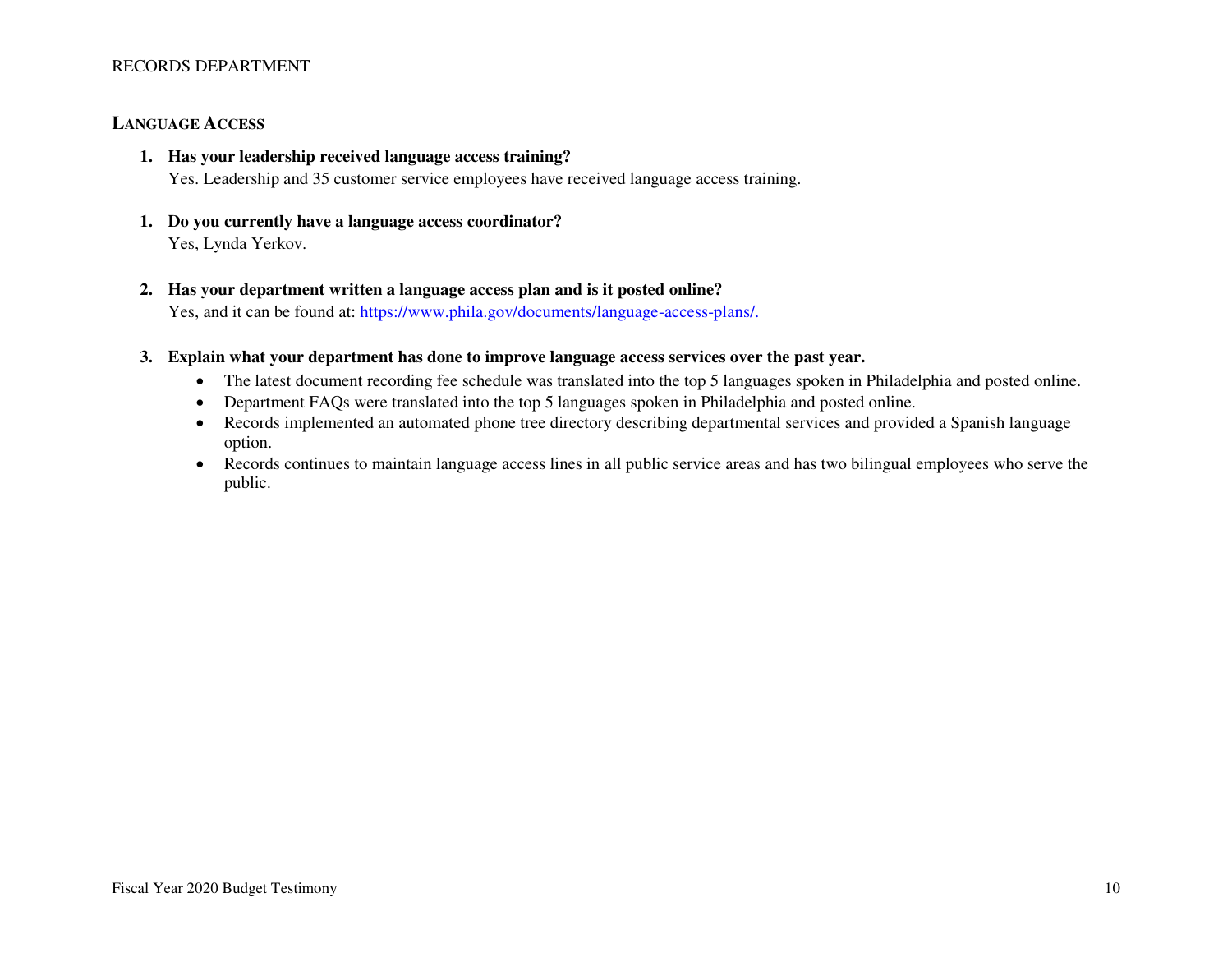## Language Access

1. **Has your leadership received language access training?**
   Yes. Leadership and 35 customer service employees have received language access training.

1. **Do you currently have a language access coordinator?**
   Yes, Lynda Yerkov.

2. **Has your department written a language access plan and is it posted online?**
   Yes, and it can be found at: https://www.phila.gov/documents/language-access-plans/.

3. **Explain what your department has done to improve language access services over the past year.**
   - The latest document recording fee schedule was translated into the top 5 languages spoken in Philadelphia and posted online.
   - Department FAQs were translated into the top 5 languages spoken in Philadelphia and posted online.
   - Records implemented an automated phone tree directory describing departmental services and provided a Spanish language option.
   - Records continues to maintain language access lines in all public service areas and has two bilingual employees who serve the public.